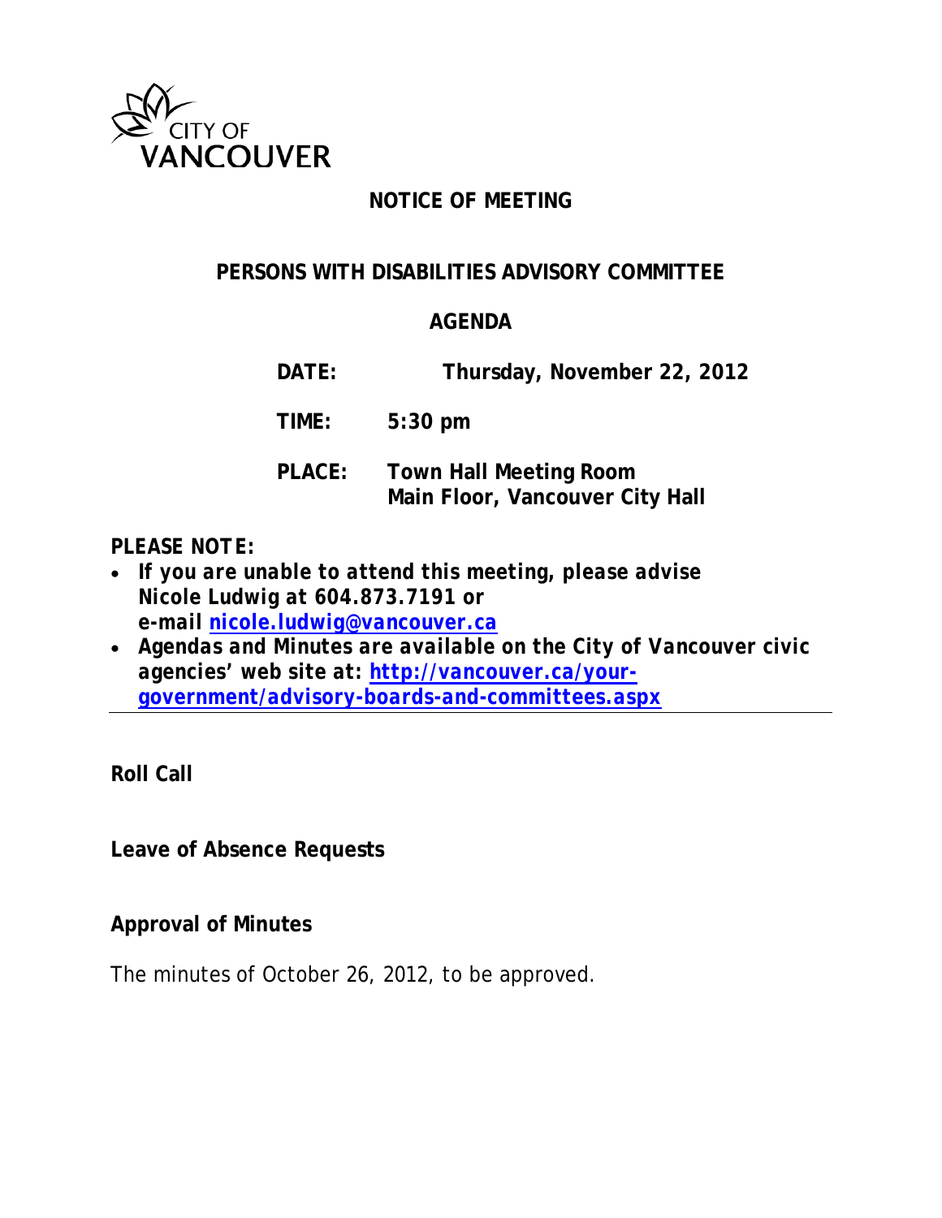CITY OF VANCOUVER

# NOTICE OF MEETING

## PERSONS WITH DISABILITIES ADVISORY COMMITTEE

## AGENDA

**DATE:** Thursday, November 22, 2012

**TIME:** 5:30 pm

**PLACE:** Town Hall Meeting Room
Main Floor, Vancouver City Hall

***PLEASE NOTE:***

- ***If you are unable to attend this meeting, please advise Nicole Ludwig at 604.873.7191 or e-mail [nicole.ludwig@vancouver.ca](mailto:nicole.ludwig@vancouver.ca)***
- ***Agendas and Minutes are available on the City of Vancouver civic agencies' web site at: [http://vancouver.ca/your-government/advisory-boards-and-committees.aspx](http://vancouver.ca/your-government/advisory-boards-and-committees.aspx)***

---

**Roll Call**

**Leave of Absence Requests**

**Approval of Minutes**

The minutes of October 26, 2012, to be approved.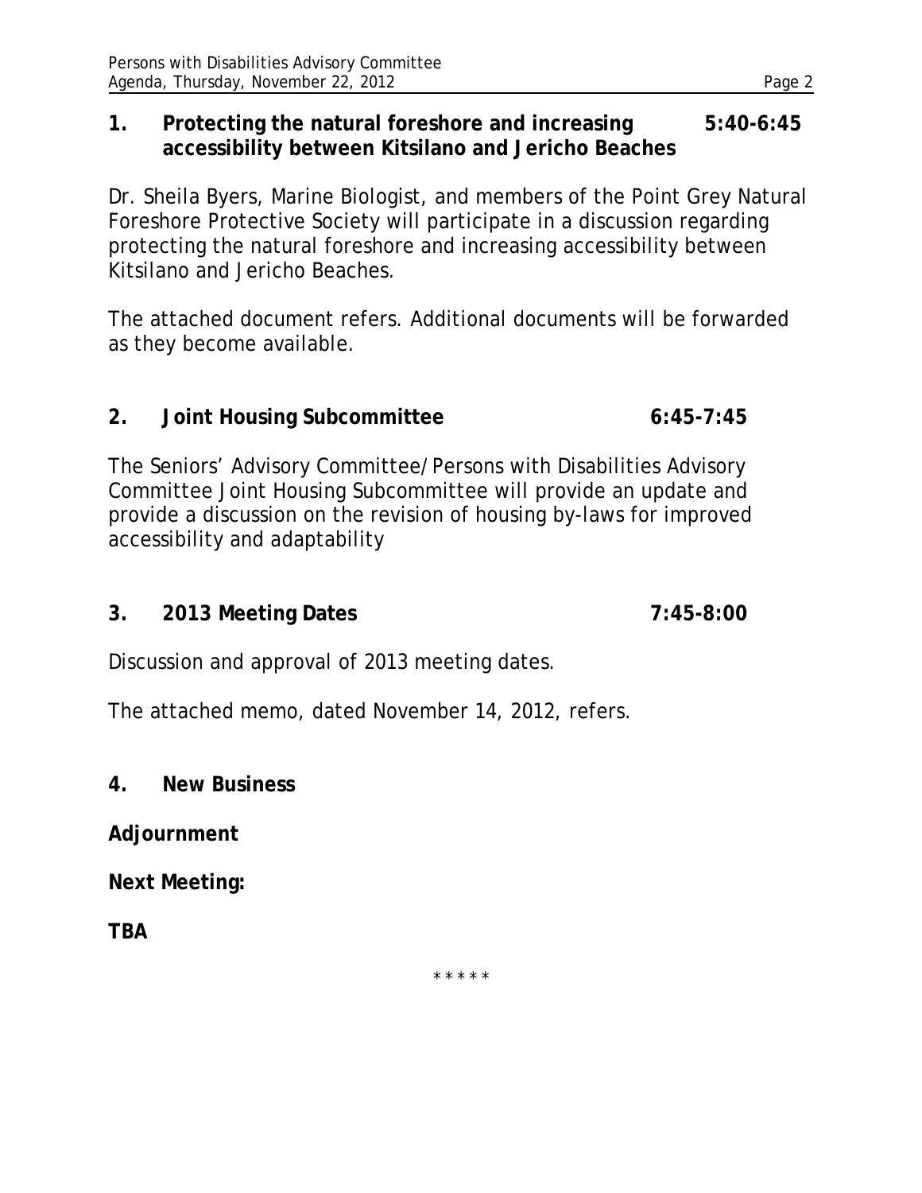**1. Protecting the natural foreshore and increasing accessibility between Kitsilano and Jericho Beaches** **5:40-6:45**

Dr. Sheila Byers, Marine Biologist, and members of the Point Grey Natural Foreshore Protective Society will participate in a discussion regarding protecting the natural foreshore and increasing accessibility between Kitsilano and Jericho Beaches.

The attached document refers. Additional documents will be forwarded as they become available.

**2. Joint Housing Subcommittee** **6:45-7:45**

The Seniors' Advisory Committee/Persons with Disabilities Advisory Committee Joint Housing Subcommittee will provide an update and provide a discussion on the revision of housing by-laws for improved accessibility and adaptability

**3. 2013 Meeting Dates** **7:45-8:00**

Discussion and approval of 2013 meeting dates.

The attached memo, dated November 14, 2012, refers.

**4. New Business**

**Adjournment**

**Next Meeting:**

**TBA**

\* \* \* \* \*